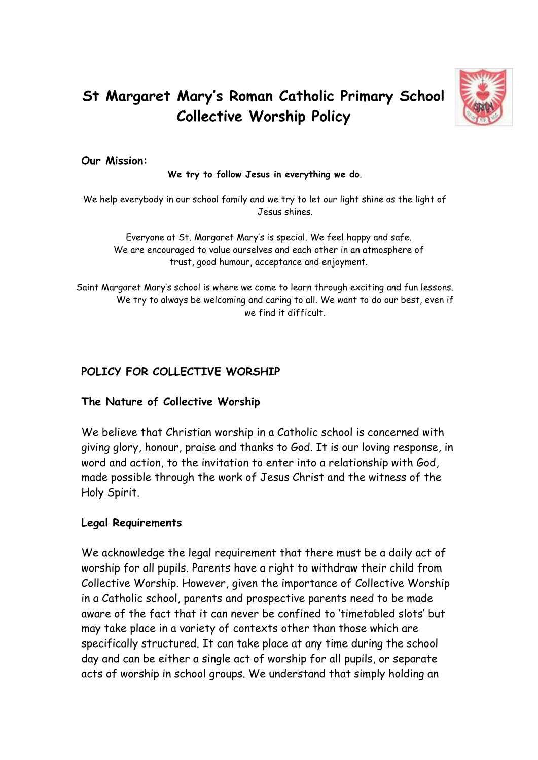# St Margaret Mary's Roman Catholic Primary School Collective Worship Policy

**Our Mission:**

**We try to follow Jesus in everything we do.**

We help everybody in our school family and we try to let our light shine as the light of Jesus shines.

Everyone at St. Margaret Mary's is special. We feel happy and safe. We are encouraged to value ourselves and each other in an atmosphere of trust, good humour, acceptance and enjoyment.

Saint Margaret Mary's school is where we come to learn through exciting and fun lessons. We try to always be welcoming and caring to all. We want to do our best, even if we find it difficult.

## POLICY FOR COLLECTIVE WORSHIP

### The Nature of Collective Worship

We believe that Christian worship in a Catholic school is concerned with giving glory, honour, praise and thanks to God. It is our loving response, in word and action, to the invitation to enter into a relationship with God, made possible through the work of Jesus Christ and the witness of the Holy Spirit.

### Legal Requirements

We acknowledge the legal requirement that there must be a daily act of worship for all pupils. Parents have a right to withdraw their child from Collective Worship. However, given the importance of Collective Worship in a Catholic school, parents and prospective parents need to be made aware of the fact that it can never be confined to 'timetabled slots' but may take place in a variety of contexts other than those which are specifically structured. It can take place at any time during the school day and can be either a single act of worship for all pupils, or separate acts of worship in school groups. We understand that simply holding an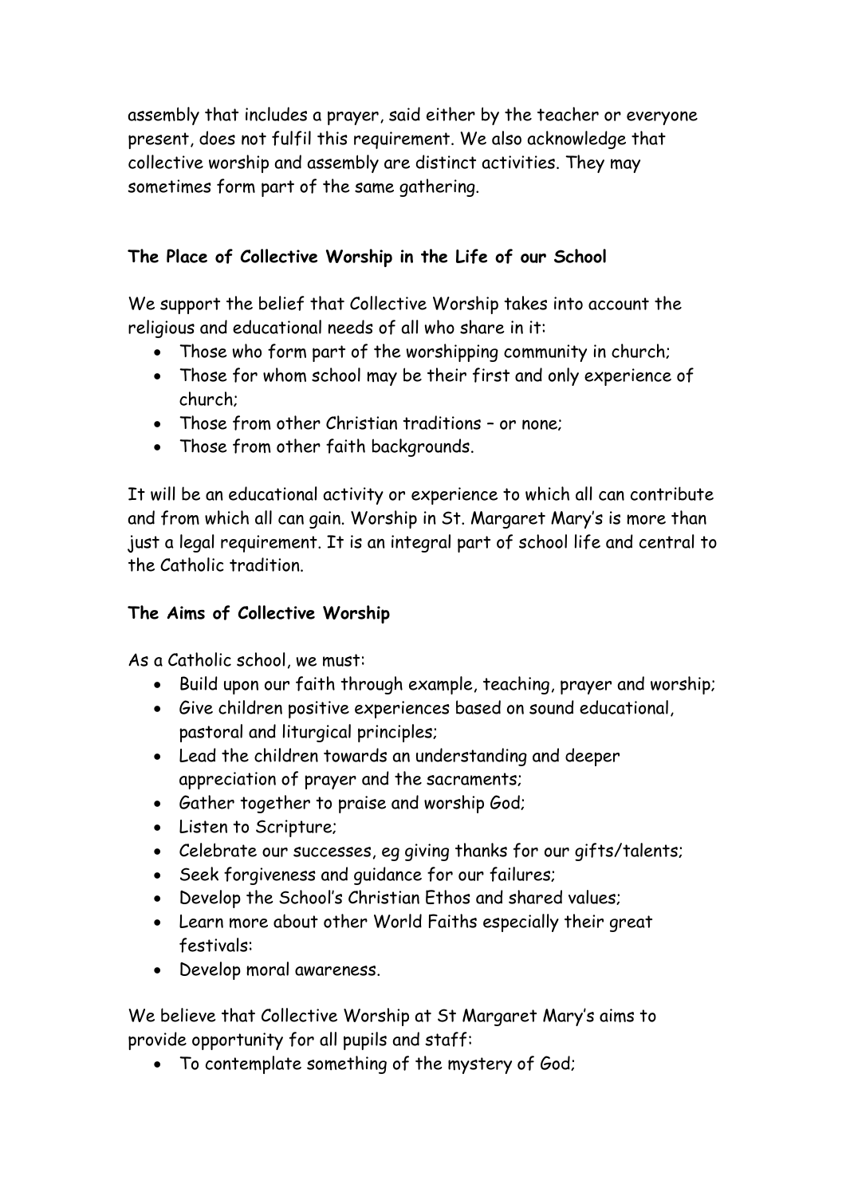assembly that includes a prayer, said either by the teacher or everyone present, does not fulfil this requirement. We also acknowledge that collective worship and assembly are distinct activities. They may sometimes form part of the same gathering.

**The Place of Collective Worship in the Life of our School**

We support the belief that Collective Worship takes into account the religious and educational needs of all who share in it:

- Those who form part of the worshipping community in church;
- Those for whom school may be their first and only experience of church;
- Those from other Christian traditions – or none;
- Those from other faith backgrounds.

It will be an educational activity or experience to which all can contribute and from which all can gain. Worship in St. Margaret Mary's is more than just a legal requirement. It is an integral part of school life and central to the Catholic tradition.

**The Aims of Collective Worship**

As a Catholic school, we must:

- Build upon our faith through example, teaching, prayer and worship;
- Give children positive experiences based on sound educational, pastoral and liturgical principles;
- Lead the children towards an understanding and deeper appreciation of prayer and the sacraments;
- Gather together to praise and worship God;
- Listen to Scripture;
- Celebrate our successes, eg giving thanks for our gifts/talents;
- Seek forgiveness and guidance for our failures;
- Develop the School's Christian Ethos and shared values;
- Learn more about other World Faiths especially their great festivals:
- Develop moral awareness.

We believe that Collective Worship at St Margaret Mary's aims to provide opportunity for all pupils and staff:

- To contemplate something of the mystery of God;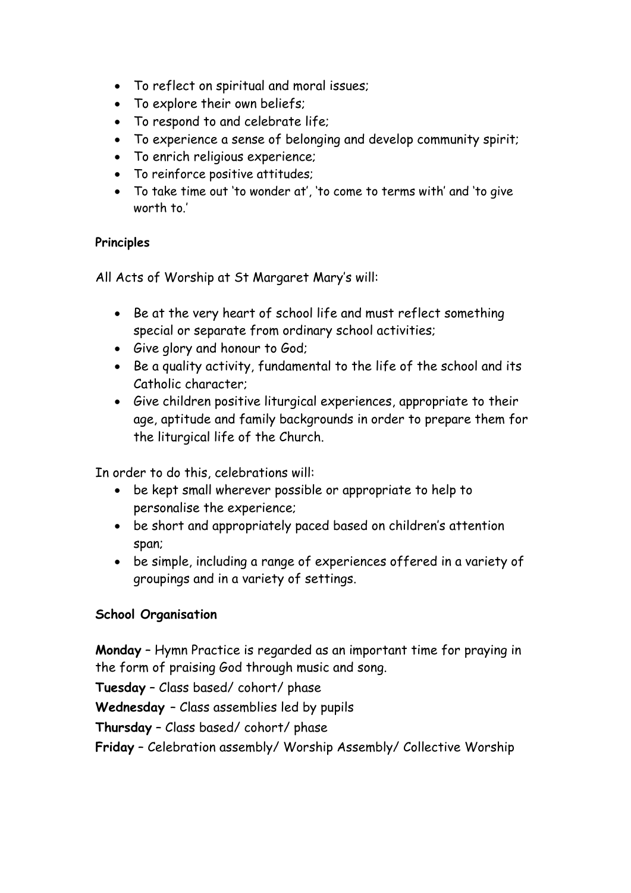- To reflect on spiritual and moral issues;
- To explore their own beliefs;
- To respond to and celebrate life;
- To experience a sense of belonging and develop community spirit;
- To enrich religious experience;
- To reinforce positive attitudes;
- To take time out 'to wonder at', 'to come to terms with' and 'to give worth to.'

**Principles**

All Acts of Worship at St Margaret Mary's will:

- Be at the very heart of school life and must reflect something special or separate from ordinary school activities;
- Give glory and honour to God;
- Be a quality activity, fundamental to the life of the school and its Catholic character;
- Give children positive liturgical experiences, appropriate to their age, aptitude and family backgrounds in order to prepare them for the liturgical life of the Church.

In order to do this, celebrations will:

- be kept small wherever possible or appropriate to help to personalise the experience;
- be short and appropriately paced based on children's attention span;
- be simple, including a range of experiences offered in a variety of groupings and in a variety of settings.

**School Organisation**

**Monday** – Hymn Practice is regarded as an important time for praying in the form of praising God through music and song.

**Tuesday** – Class based/ cohort/ phase

**Wednesday** – Class assemblies led by pupils

**Thursday** – Class based/ cohort/ phase

**Friday** – Celebration assembly/ Worship Assembly/ Collective Worship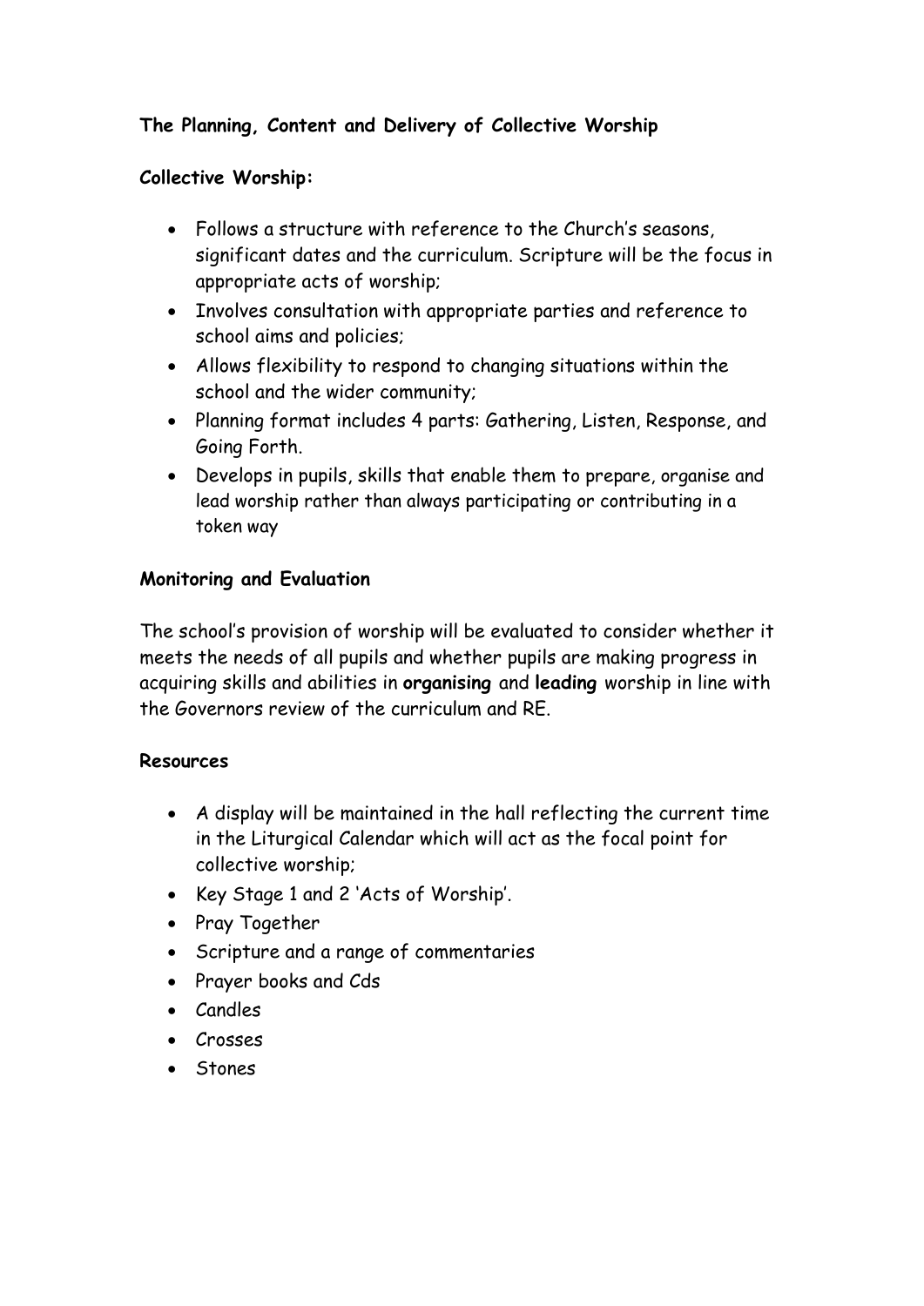**The Planning, Content and Delivery of Collective Worship**

**Collective Worship:**

- Follows a structure with reference to the Church's seasons, significant dates and the curriculum. Scripture will be the focus in appropriate acts of worship;
- Involves consultation with appropriate parties and reference to school aims and policies;
- Allows flexibility to respond to changing situations within the school and the wider community;
- Planning format includes 4 parts: Gathering, Listen, Response, and Going Forth.
- Develops in pupils, skills that enable them to prepare, organise and lead worship rather than always participating or contributing in a token way

**Monitoring and Evaluation**

The school's provision of worship will be evaluated to consider whether it meets the needs of all pupils and whether pupils are making progress in acquiring skills and abilities in **organising** and **leading** worship in line with the Governors review of the curriculum and RE.

**Resources**

- A display will be maintained in the hall reflecting the current time in the Liturgical Calendar which will act as the focal point for collective worship;
- Key Stage 1 and 2 'Acts of Worship'.
- Pray Together
- Scripture and a range of commentaries
- Prayer books and Cds
- Candles
- Crosses
- Stones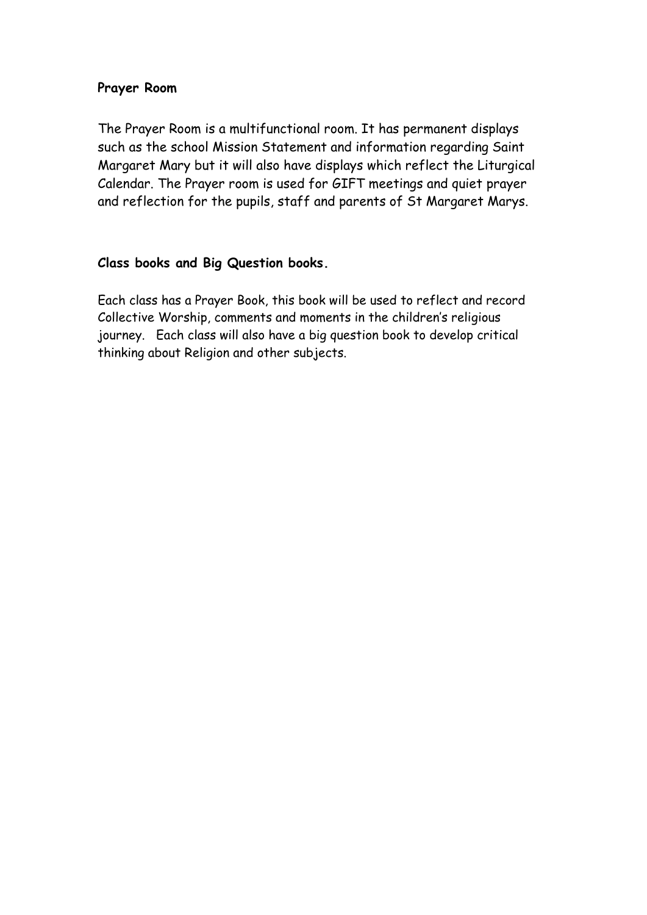**Prayer Room**

The Prayer Room is a multifunctional room. It has permanent displays such as the school Mission Statement and information regarding Saint Margaret Mary but it will also have displays which reflect the Liturgical Calendar. The Prayer room is used for GIFT meetings and quiet prayer and reflection for the pupils, staff and parents of St Margaret Marys.

**Class books and Big Question books.**

Each class has a Prayer Book, this book will be used to reflect and record Collective Worship, comments and moments in the children's religious journey. Each class will also have a big question book to develop critical thinking about Religion and other subjects.